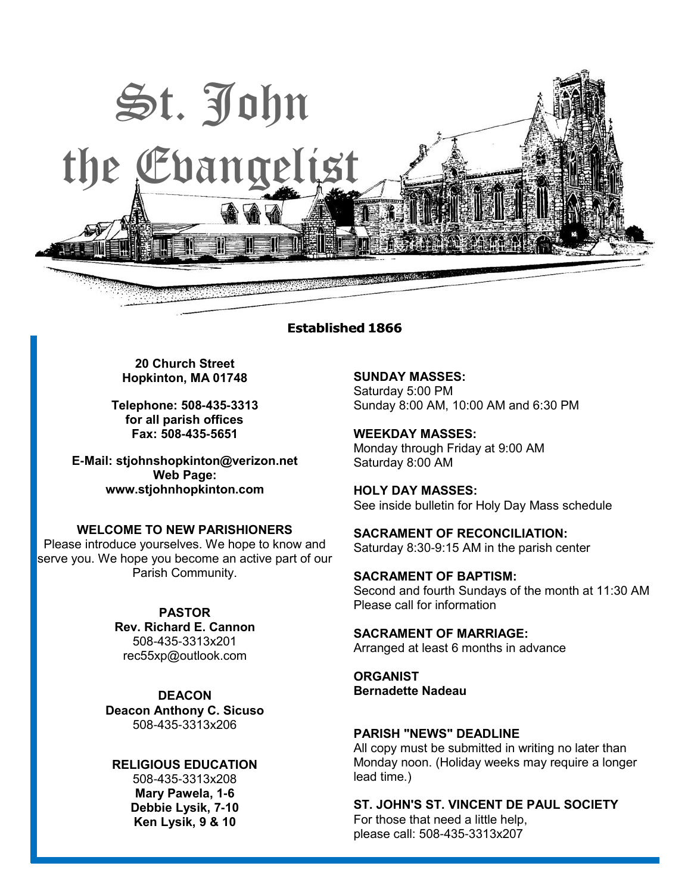# St. John the Evangelist

**Established 1866**

**20 Church Street**
**Hopkinton, MA 01748**

**Telephone: 508-435-3313**
**for all parish offices**
**Fax: 508-435-5651**

**E-Mail: stjohnshopkinton@verizon.net**
**Web Page:**
**www.stjohnhopkinton.com**

**WELCOME TO NEW PARISHIONERS**
Please introduce yourselves. We hope to know and serve you. We hope you become an active part of our Parish Community.

**PASTOR**
**Rev. Richard E. Cannon**
508-435-3313x201
rec55xp@outlook.com

**DEACON**
**Deacon Anthony C. Sicuso**
508-435-3313x206

**RELIGIOUS EDUCATION**
508-435-3313x208
**Mary Pawela, 1-6**
**Debbie Lysik, 7-10**
**Ken Lysik, 9 & 10**

**SUNDAY MASSES:**
Saturday 5:00 PM
Sunday 8:00 AM, 10:00 AM and 6:30 PM

**WEEKDAY MASSES:**
Monday through Friday at 9:00 AM
Saturday 8:00 AM

**HOLY DAY MASSES:**
See inside bulletin for Holy Day Mass schedule

**SACRAMENT OF RECONCILIATION:**
Saturday 8:30-9:15 AM in the parish center

**SACRAMENT OF BAPTISM:**
Second and fourth Sundays of the month at 11:30 AM
Please call for information

**SACRAMENT OF MARRIAGE:**
Arranged at least 6 months in advance

**ORGANIST**
**Bernadette Nadeau**

**PARISH "NEWS" DEADLINE**
All copy must be submitted in writing no later than Monday noon. (Holiday weeks may require a longer lead time.)

**ST. JOHN'S ST. VINCENT DE PAUL SOCIETY**
For those that need a little help,
please call: 508-435-3313x207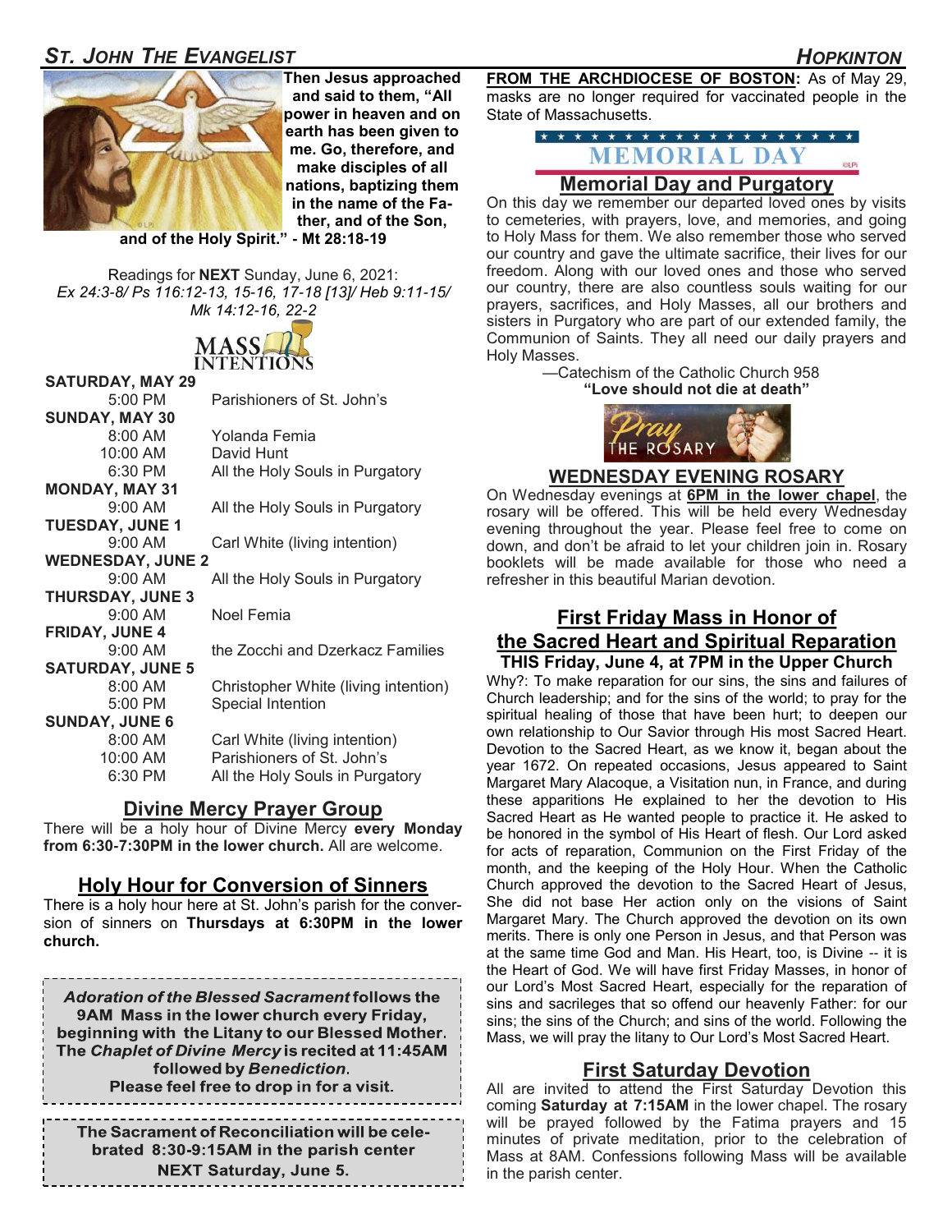## *St. John the Evangelist* — *Hopkinton*

**Then Jesus approached and said to them, "All power in heaven and on earth has been given to me. Go, therefore, and make disciples of all nations, baptizing them in the name of the Father, and of the Son, and of the Holy Spirit." - Mt 28:18-19**

Readings for **NEXT** Sunday, June 6, 2021:
*Ex 24:3-8/ Ps 116:12-13, 15-16, 17-18 [13]/ Heb 9:11-15/ Mk 14:12-16, 22-2*

### MASS INTENTIONS

**SATURDAY, MAY 29**

| | |
|---|---|
| 5:00 PM | Parishioners of St. John's |

**SUNDAY, MAY 30**

| | |
|---|---|
| 8:00 AM | Yolanda Femia |
| 10:00 AM | David Hunt |
| 6:30 PM | All the Holy Souls in Purgatory |

**MONDAY, MAY 31**

| | |
|---|---|
| 9:00 AM | All the Holy Souls in Purgatory |

**TUESDAY, JUNE 1**

| | |
|---|---|
| 9:00 AM | Carl White (living intention) |

**WEDNESDAY, JUNE 2**

| | |
|---|---|
| 9:00 AM | All the Holy Souls in Purgatory |

**THURSDAY, JUNE 3**

| | |
|---|---|
| 9:00 AM | Noel Femia |

**FRIDAY, JUNE 4**

| | |
|---|---|
| 9:00 AM | the Zocchi and Dzerkacz Families |

**SATURDAY, JUNE 5**

| | |
|---|---|
| 8:00 AM | Christopher White (living intention) |
| 5:00 PM | Special Intention |

**SUNDAY, JUNE 6**

| | |
|---|---|
| 8:00 AM | Carl White (living intention) |
| 10:00 AM | Parishioners of St. John's |
| 6:30 PM | All the Holy Souls in Purgatory |

## Divine Mercy Prayer Group

There will be a holy hour of Divine Mercy **every Monday from 6:30-7:30PM in the lower church.** All are welcome.

## Holy Hour for Conversion of Sinners

There is a holy hour here at St. John's parish for the conversion of sinners on **Thursdays at 6:30PM in the lower church.**

***Adoration of the Blessed Sacrament* follows the 9AM Mass in the lower church every Friday, beginning with the Litany to our Blessed Mother. The *Chaplet of Divine Mercy* is recited at 11:45AM followed by *Benediction*. Please feel free to drop in for a visit.**

**The Sacrament of Reconciliation will be celebrated 8:30-9:15AM in the parish center NEXT Saturday, June 5.**

**FROM THE ARCHDIOCESE OF BOSTON:** As of May 29, masks are no longer required for vaccinated people in the State of Massachusetts.

MEMORIAL DAY

## Memorial Day and Purgatory

On this day we remember our departed loved ones by visits to cemeteries, with prayers, love, and memories, and going to Holy Mass for them. We also remember those who served our country and gave the ultimate sacrifice, their lives for our freedom. Along with our loved ones and those who served our country, there are also countless souls waiting for our prayers, sacrifices, and Holy Masses, all our brothers and sisters in Purgatory who are part of our extended family, the Communion of Saints. They all need our daily prayers and Holy Masses.

—Catechism of the Catholic Church 958
**"Love should not die at death"**

## WEDNESDAY EVENING ROSARY

On Wednesday evenings at **6PM in the lower chapel**, the rosary will be offered. This will be held every Wednesday evening throughout the year. Please feel free to come on down, and don't be afraid to let your children join in. Rosary booklets will be made available for those who need a refresher in this beautiful Marian devotion.

## First Friday Mass in Honor of the Sacred Heart and Spiritual Reparation

**THIS Friday, June 4, at 7PM in the Upper Church**

Why?: To make reparation for our sins, the sins and failures of Church leadership; and for the sins of the world; to pray for the spiritual healing of those that have been hurt; to deepen our own relationship to Our Savior through His most Sacred Heart. Devotion to the Sacred Heart, as we know it, began about the year 1672. On repeated occasions, Jesus appeared to Saint Margaret Mary Alacoque, a Visitation nun, in France, and during these apparitions He explained to her the devotion to His Sacred Heart as He wanted people to practice it. He asked to be honored in the symbol of His Heart of flesh. Our Lord asked for acts of reparation, Communion on the First Friday of the month, and the keeping of the Holy Hour. When the Catholic Church approved the devotion to the Sacred Heart of Jesus, She did not base Her action only on the visions of Saint Margaret Mary. The Church approved the devotion on its own merits. There is only one Person in Jesus, and that Person was at the same time God and Man. His Heart, too, is Divine -- it is the Heart of God. We will have first Friday Masses, in honor of our Lord's Most Sacred Heart, especially for the reparation of sins and sacrileges that so offend our heavenly Father: for our sins; the sins of the Church; and sins of the world. Following the Mass, we will pray the litany to Our Lord's Most Sacred Heart.

## First Saturday Devotion

All are invited to attend the First Saturday Devotion this coming **Saturday at 7:15AM** in the lower chapel. The rosary will be prayed followed by the Fatima prayers and 15 minutes of private meditation, prior to the celebration of Mass at 8AM. Confessions following Mass will be available in the parish center.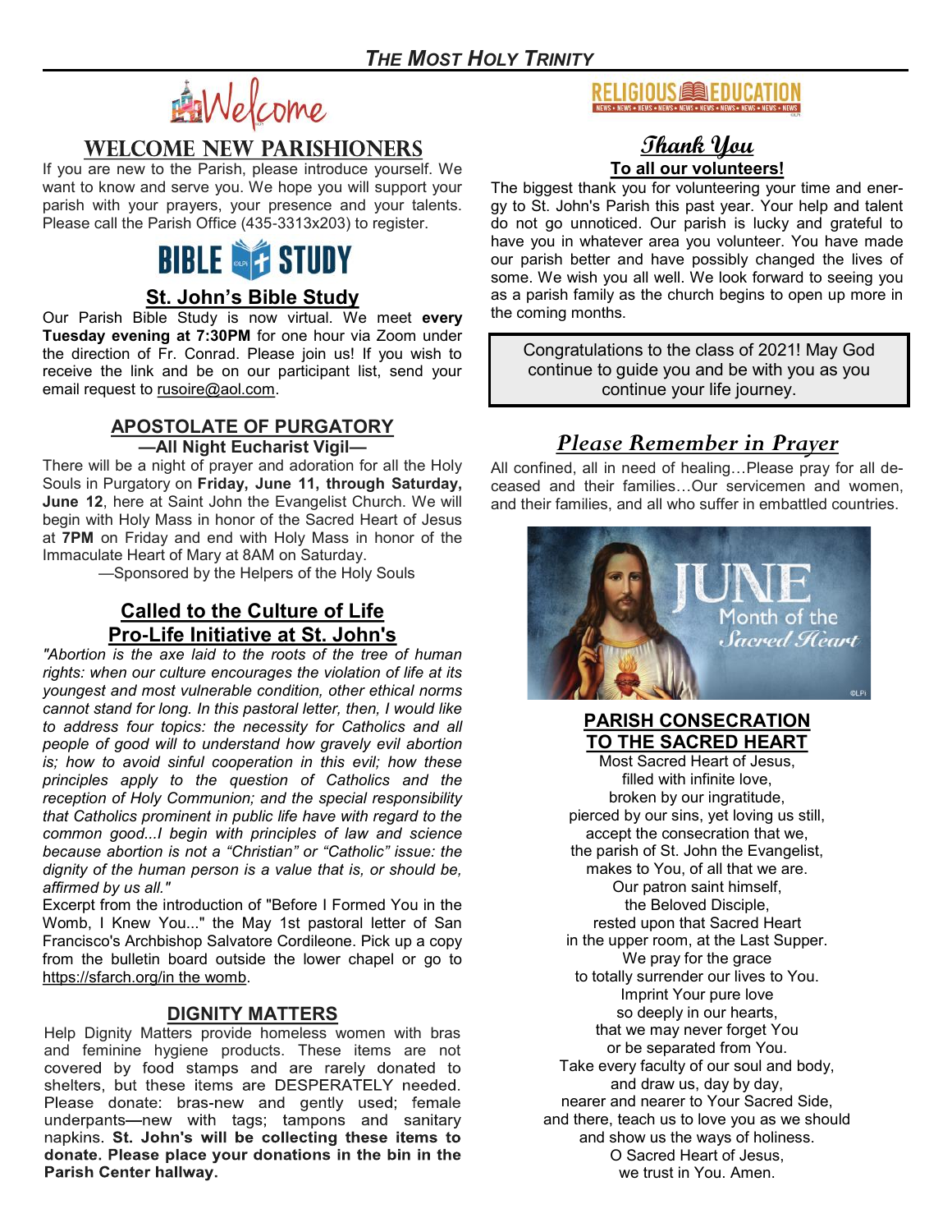# WELCOME NEW PARISHIONERS

If you are new to the Parish, please introduce yourself. We want to know and serve you. We hope you will support your parish with your prayers, your presence and your talents. Please call the Parish Office (435-3313x203) to register.

## BIBLE STUDY

### St. John's Bible Study

Our Parish Bible Study is now virtual. We meet **every Tuesday evening at 7:30PM** for one hour via Zoom under the direction of Fr. Conrad. Please join us! If you wish to receive the link and be on our participant list, send your email request to rusoire@aol.com.

### APOSTOLATE OF PURGATORY

**—All Night Eucharist Vigil—**

There will be a night of prayer and adoration for all the Holy Souls in Purgatory on **Friday, June 11, through Saturday, June 12**, here at Saint John the Evangelist Church. We will begin with Holy Mass in honor of the Sacred Heart of Jesus at **7PM** on Friday and end with Holy Mass in honor of the Immaculate Heart of Mary at 8AM on Saturday.

—Sponsored by the Helpers of the Holy Souls

### Called to the Culture of Life
### Pro-Life Initiative at St. John's

*"Abortion is the axe laid to the roots of the tree of human rights: when our culture encourages the violation of life at its youngest and most vulnerable condition, other ethical norms cannot stand for long. In this pastoral letter, then, I would like to address four topics: the necessity for Catholics and all people of good will to understand how gravely evil abortion is; how to avoid sinful cooperation in this evil; how these principles apply to the question of Catholics and the reception of Holy Communion; and the special responsibility that Catholics prominent in public life have with regard to the common good...I begin with principles of law and science because abortion is not a "Christian" or "Catholic" issue: the dignity of the human person is a value that is, or should be, affirmed by us all."*

Excerpt from the introduction of "Before I Formed You in the Womb, I Knew You..." the May 1st pastoral letter of San Francisco's Archbishop Salvatore Cordileone. Pick up a copy from the bulletin board outside the lower chapel or go to https://sfarch.org/in the womb.

### DIGNITY MATTERS

Help Dignity Matters provide homeless women with bras and feminine hygiene products. These items are not covered by food stamps and are rarely donated to shelters, but these items are DESPERATELY needed. Please donate: bras-new and gently used; female underpants—new with tags; tampons and sanitary napkins. **St. John's will be collecting these items to donate. Please place your donations in the bin in the Parish Center hallway.**

## RELIGIOUS EDUCATION

### Thank You
**To all our volunteers!**

The biggest thank you for volunteering your time and energy to St. John's Parish this past year. Your help and talent do not go unnoticed. Our parish is lucky and grateful to have you in whatever area you volunteer. You have made our parish better and have possibly changed the lives of some. We wish you all well. We look forward to seeing you as a parish family as the church begins to open up more in the coming months.

Congratulations to the class of 2021! May God continue to guide you and be with you as you continue your life journey.

### *Please Remember in Prayer*

All confined, all in need of healing…Please pray for all deceased and their families…Our servicemen and women, and their families, and all who suffer in embattled countries.

JUNE
Month of the
Sacred Heart

### PARISH CONSECRATION TO THE SACRED HEART

Most Sacred Heart of Jesus,
filled with infinite love,
broken by our ingratitude,
pierced by our sins, yet loving us still,
accept the consecration that we,
the parish of St. John the Evangelist,
makes to You, of all that we are.
Our patron saint himself,
the Beloved Disciple,
rested upon that Sacred Heart
in the upper room, at the Last Supper.
We pray for the grace
to totally surrender our lives to You.
Imprint Your pure love
so deeply in our hearts,
that we may never forget You
or be separated from You.
Take every faculty of our soul and body,
and draw us, day by day,
nearer and nearer to Your Sacred Side,
and there, teach us to love you as we should
and show us the ways of holiness.
O Sacred Heart of Jesus,
we trust in You. Amen.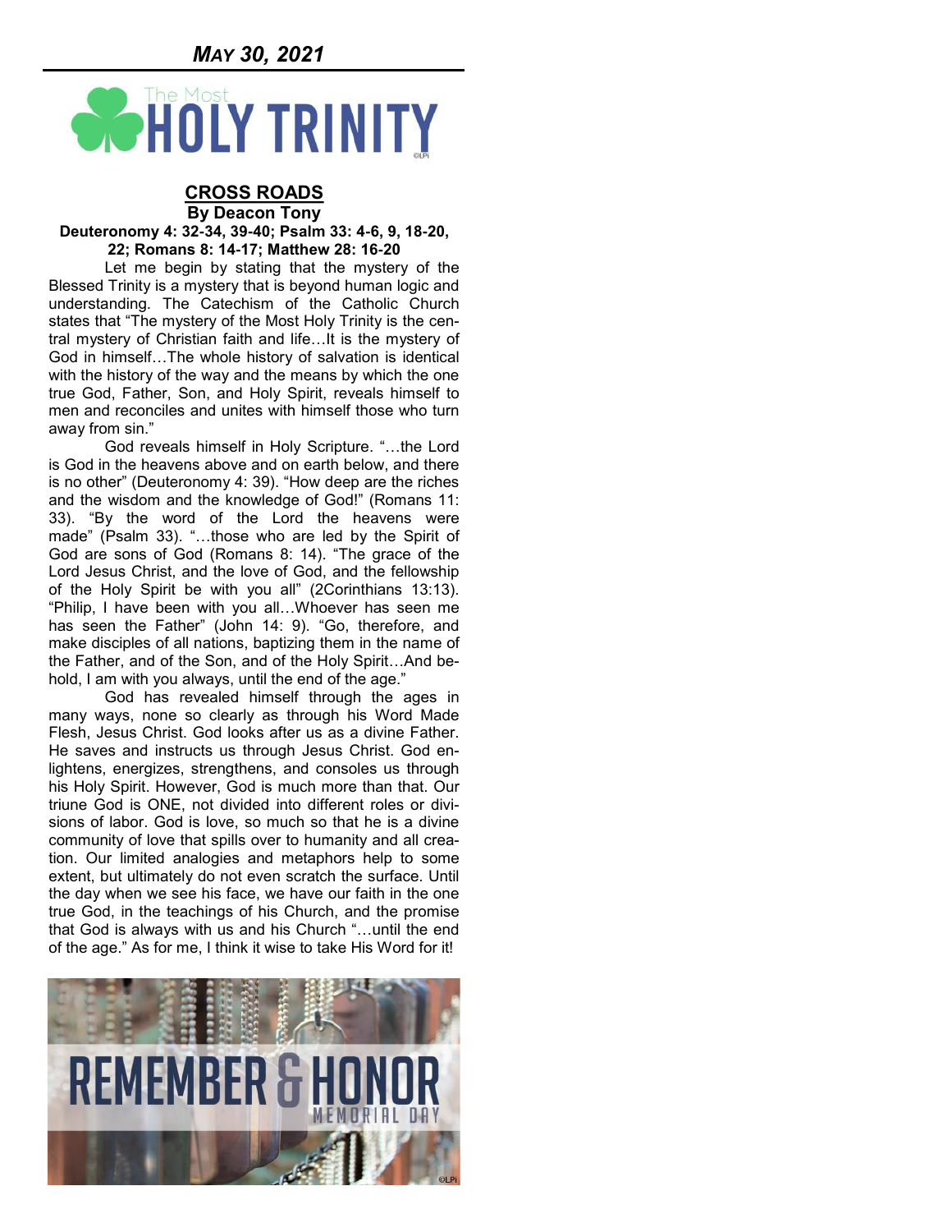*MAY 30, 2021*

# The Most HOLY TRINITY

## CROSS ROADS

**By Deacon Tony**

**Deuteronomy 4: 32-34, 39-40; Psalm 33: 4-6, 9, 18-20, 22; Romans 8: 14-17; Matthew 28: 16-20**

Let me begin by stating that the mystery of the Blessed Trinity is a mystery that is beyond human logic and understanding. The Catechism of the Catholic Church states that "The mystery of the Most Holy Trinity is the central mystery of Christian faith and life…It is the mystery of God in himself…The whole history of salvation is identical with the history of the way and the means by which the one true God, Father, Son, and Holy Spirit, reveals himself to men and reconciles and unites with himself those who turn away from sin."

God reveals himself in Holy Scripture. "…the Lord is God in the heavens above and on earth below, and there is no other" (Deuteronomy 4: 39). "How deep are the riches and the wisdom and the knowledge of God!" (Romans 11: 33). "By the word of the Lord the heavens were made" (Psalm 33). "…those who are led by the Spirit of God are sons of God (Romans 8: 14). "The grace of the Lord Jesus Christ, and the love of God, and the fellowship of the Holy Spirit be with you all" (2Corinthians 13:13). "Philip, I have been with you all…Whoever has seen me has seen the Father" (John 14: 9). "Go, therefore, and make disciples of all nations, baptizing them in the name of the Father, and of the Son, and of the Holy Spirit…And behold, I am with you always, until the end of the age."

God has revealed himself through the ages in many ways, none so clearly as through his Word Made Flesh, Jesus Christ. God looks after us as a divine Father. He saves and instructs us through Jesus Christ. God enlightens, energizes, strengthens, and consoles us through his Holy Spirit. However, God is much more than that. Our triune God is ONE, not divided into different roles or divisions of labor. God is love, so much so that he is a divine community of love that spills over to humanity and all creation. Our limited analogies and metaphors help to some extent, but ultimately do not even scratch the surface. Until the day when we see his face, we have our faith in the one true God, in the teachings of his Church, and the promise that God is always with us and his Church "…until the end of the age." As for me, I think it wise to take His Word for it!

REMEMBER & HONOR

MEMORIAL DAY